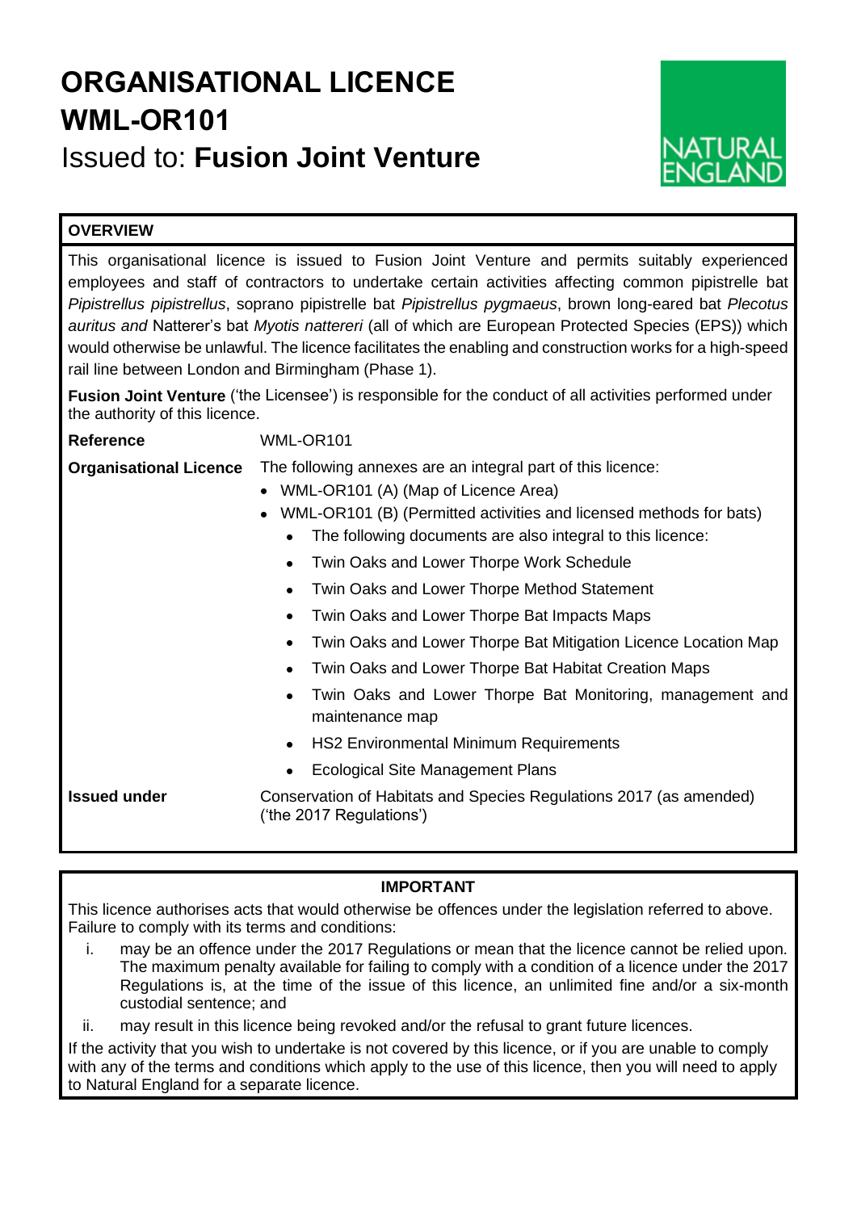# ORGANISATIONAL LICENCE WML-OR101

Issued to: **Fusion Joint Venture**

NATURAL ENGLAND

## OVERVIEW

This organisational licence is issued to Fusion Joint Venture and permits suitably experienced employees and staff of contractors to undertake certain activities affecting common pipistrelle bat *Pipistrellus pipistrellus*, soprano pipistrelle bat *Pipistrellus pygmaeus*, brown long-eared bat *Plecotus auritus and* Natterer's bat *Myotis nattereri* (all of which are European Protected Species (EPS)) which would otherwise be unlawful. The licence facilitates the enabling and construction works for a high-speed rail line between London and Birmingham (Phase 1).

**Fusion Joint Venture** ('the Licensee') is responsible for the conduct of all activities performed under the authority of this licence.

**Reference**: WML-OR101

**Organisational Licence**: The following annexes are an integral part of this licence:

- WML-OR101 (A) (Map of Licence Area)
- WML-OR101 (B) (Permitted activities and licensed methods for bats)
  - The following documents are also integral to this licence:
  - Twin Oaks and Lower Thorpe Work Schedule
  - Twin Oaks and Lower Thorpe Method Statement
  - Twin Oaks and Lower Thorpe Bat Impacts Maps
  - Twin Oaks and Lower Thorpe Bat Mitigation Licence Location Map
  - Twin Oaks and Lower Thorpe Bat Habitat Creation Maps
  - Twin Oaks and Lower Thorpe Bat Monitoring, management and maintenance map
  - HS2 Environmental Minimum Requirements
  - Ecological Site Management Plans

**Issued under**: Conservation of Habitats and Species Regulations 2017 (as amended) ('the 2017 Regulations')

## IMPORTANT

This licence authorises acts that would otherwise be offences under the legislation referred to above. Failure to comply with its terms and conditions:

i. may be an offence under the 2017 Regulations or mean that the licence cannot be relied upon. The maximum penalty available for failing to comply with a condition of a licence under the 2017 Regulations is, at the time of the issue of this licence, an unlimited fine and/or a six-month custodial sentence; and

ii. may result in this licence being revoked and/or the refusal to grant future licences.

If the activity that you wish to undertake is not covered by this licence, or if you are unable to comply with any of the terms and conditions which apply to the use of this licence, then you will need to apply to Natural England for a separate licence.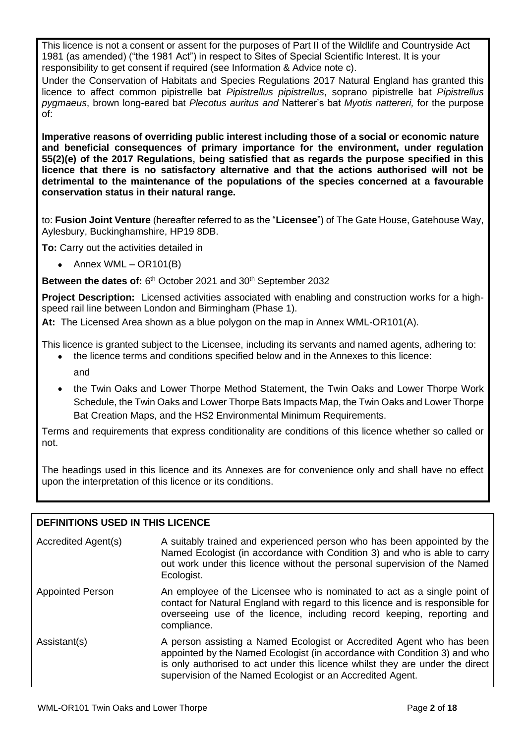This licence is not a consent or assent for the purposes of Part II of the Wildlife and Countryside Act 1981 (as amended) ("the 1981 Act") in respect to Sites of Special Scientific Interest. It is your responsibility to get consent if required (see Information & Advice note c).

Under the Conservation of Habitats and Species Regulations 2017 Natural England has granted this licence to affect common pipistrelle bat *Pipistrellus pipistrellus*, soprano pipistrelle bat *Pipistrellus pygmaeus*, brown long-eared bat *Plecotus auritus and* Natterer's bat *Myotis nattereri,* for the purpose of:

**Imperative reasons of overriding public interest including those of a social or economic nature and beneficial consequences of primary importance for the environment, under regulation 55(2)(e) of the 2017 Regulations, being satisfied that as regards the purpose specified in this licence that there is no satisfactory alternative and that the actions authorised will not be detrimental to the maintenance of the populations of the species concerned at a favourable conservation status in their natural range.**

to: **Fusion Joint Venture** (hereafter referred to as the "**Licensee**") of The Gate House, Gatehouse Way, Aylesbury, Buckinghamshire, HP19 8DB.

**To:** Carry out the activities detailed in

- Annex WML – OR101(B)

**Between the dates of:** 6th October 2021 and 30th September 2032

**Project Description:** Licensed activities associated with enabling and construction works for a high-speed rail line between London and Birmingham (Phase 1).

**At:** The Licensed Area shown as a blue polygon on the map in Annex WML-OR101(A).

This licence is granted subject to the Licensee, including its servants and named agents, adhering to:

- the licence terms and conditions specified below and in the Annexes to this licence:

  and

- the Twin Oaks and Lower Thorpe Method Statement, the Twin Oaks and Lower Thorpe Work Schedule, the Twin Oaks and Lower Thorpe Bats Impacts Map, the Twin Oaks and Lower Thorpe Bat Creation Maps, and the HS2 Environmental Minimum Requirements.

Terms and requirements that express conditionality are conditions of this licence whether so called or not.

The headings used in this licence and its Annexes are for convenience only and shall have no effect upon the interpretation of this licence or its conditions.

## DEFINITIONS USED IN THIS LICENCE

| Term | Definition |
|---|---|
| Accredited Agent(s) | A suitably trained and experienced person who has been appointed by the Named Ecologist (in accordance with Condition 3) and who is able to carry out work under this licence without the personal supervision of the Named Ecologist. |
| Appointed Person | An employee of the Licensee who is nominated to act as a single point of contact for Natural England with regard to this licence and is responsible for overseeing use of the licence, including record keeping, reporting and compliance. |
| Assistant(s) | A person assisting a Named Ecologist or Accredited Agent who has been appointed by the Named Ecologist (in accordance with Condition 3) and who is only authorised to act under this licence whilst they are under the direct supervision of the Named Ecologist or an Accredited Agent. |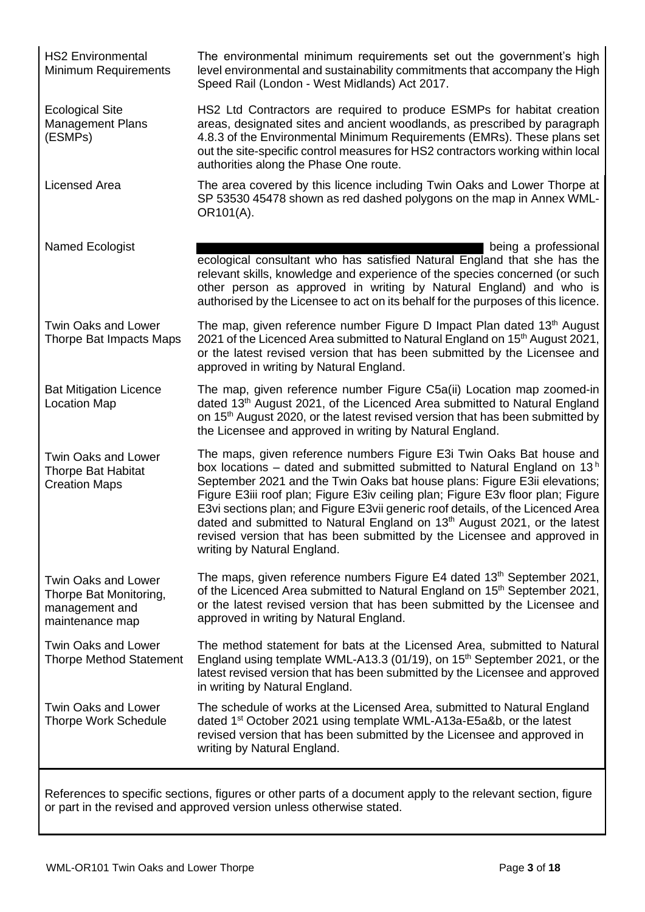| | |
|---|---|
| HS2 Environmental Minimum Requirements | The environmental minimum requirements set out the government's high level environmental and sustainability commitments that accompany the High Speed Rail (London - West Midlands) Act 2017. |
| Ecological Site Management Plans (ESMPs) | HS2 Ltd Contractors are required to produce ESMPs for habitat creation areas, designated sites and ancient woodlands, as prescribed by paragraph 4.8.3 of the Environmental Minimum Requirements (EMRs). These plans set out the site-specific control measures for HS2 contractors working within local authorities along the Phase One route. |
| Licensed Area | The area covered by this licence including Twin Oaks and Lower Thorpe at SP 53530 45478 shown as red dashed polygons on the map in Annex WML-OR101(A). |
| Named Ecologist | ██████████ being a professional ecological consultant who has satisfied Natural England that she has the relevant skills, knowledge and experience of the species concerned (or such other person as approved in writing by Natural England) and who is authorised by the Licensee to act on its behalf for the purposes of this licence. |
| Twin Oaks and Lower Thorpe Bat Impacts Maps | The map, given reference number Figure D Impact Plan dated 13th August 2021 of the Licenced Area submitted to Natural England on 15th August 2021, or the latest revised version that has been submitted by the Licensee and approved in writing by Natural England. |
| Bat Mitigation Licence Location Map | The map, given reference number Figure C5a(ii) Location map zoomed-in dated 13th August 2021, of the Licenced Area submitted to Natural England on 15th August 2020, or the latest revised version that has been submitted by the Licensee and approved in writing by Natural England. |
| Twin Oaks and Lower Thorpe Bat Habitat Creation Maps | The maps, given reference numbers Figure E3i Twin Oaks Bat house and box locations – dated and submitted submitted to Natural England on 13h September 2021 and the Twin Oaks bat house plans: Figure E3ii elevations; Figure E3iii roof plan; Figure E3iv ceiling plan; Figure E3v floor plan; Figure E3vi sections plan; and Figure E3vii generic roof details, of the Licenced Area dated and submitted to Natural England on 13th August 2021, or the latest revised version that has been submitted by the Licensee and approved in writing by Natural England. |
| Twin Oaks and Lower Thorpe Bat Monitoring, management and maintenance map | The maps, given reference numbers Figure E4 dated 13th September 2021, of the Licenced Area submitted to Natural England on 15th September 2021, or the latest revised version that has been submitted by the Licensee and approved in writing by Natural England. |
| Twin Oaks and Lower Thorpe Method Statement | The method statement for bats at the Licensed Area, submitted to Natural England using template WML-A13.3 (01/19), on 15th September 2021, or the latest revised version that has been submitted by the Licensee and approved in writing by Natural England. |
| Twin Oaks and Lower Thorpe Work Schedule | The schedule of works at the Licensed Area, submitted to Natural England dated 1st October 2021 using template WML-A13a-E5a&b, or the latest revised version that has been submitted by the Licensee and approved in writing by Natural England. |

References to specific sections, figures or other parts of a document apply to the relevant section, figure or part in the revised and approved version unless otherwise stated.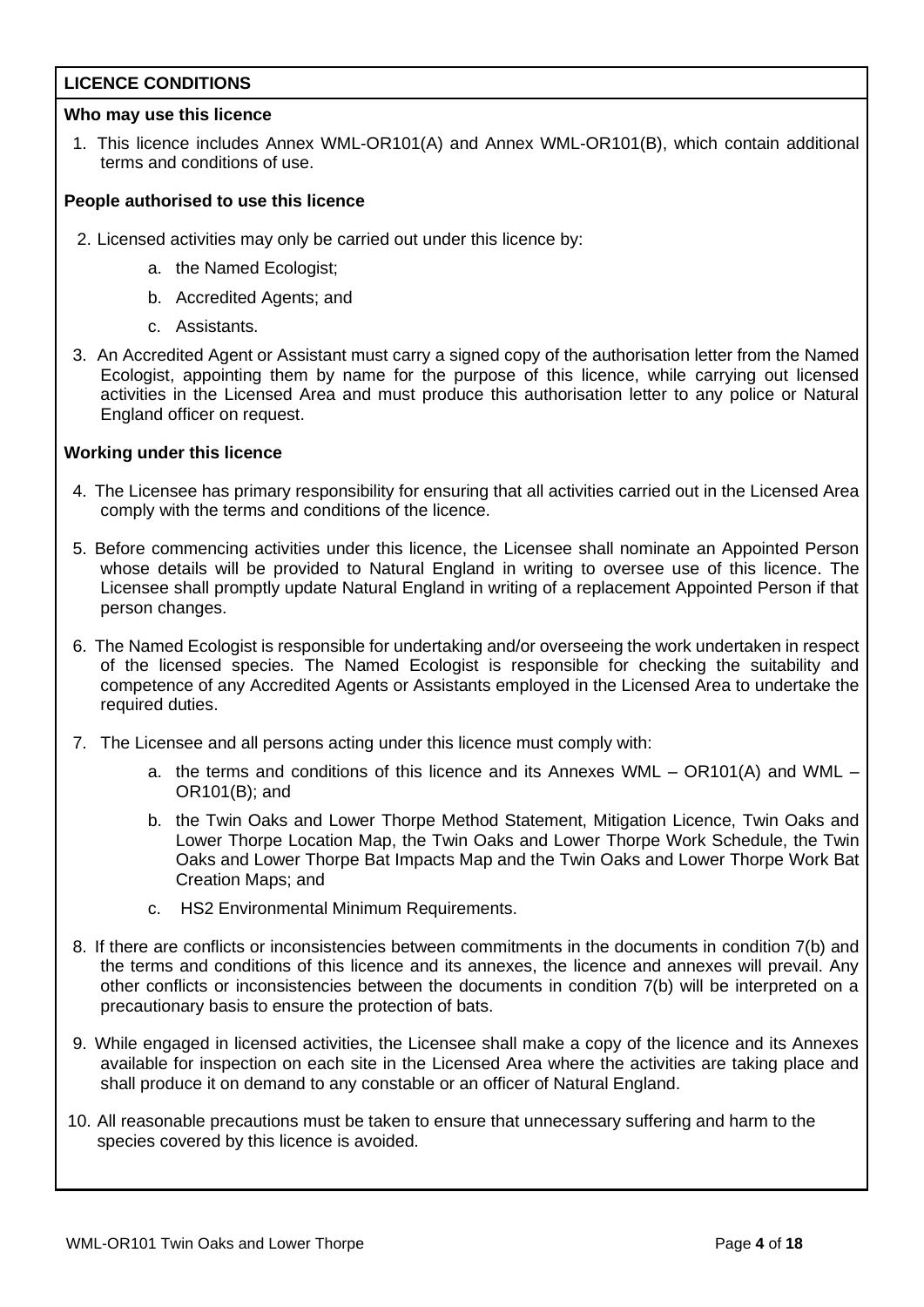## LICENCE CONDITIONS

### Who may use this licence

1. This licence includes Annex WML-OR101(A) and Annex WML-OR101(B), which contain additional terms and conditions of use.

### People authorised to use this licence

2. Licensed activities may only be carried out under this licence by:
   a. the Named Ecologist;
   b. Accredited Agents; and
   c. Assistants.
3. An Accredited Agent or Assistant must carry a signed copy of the authorisation letter from the Named Ecologist, appointing them by name for the purpose of this licence, while carrying out licensed activities in the Licensed Area and must produce this authorisation letter to any police or Natural England officer on request.

### Working under this licence

4. The Licensee has primary responsibility for ensuring that all activities carried out in the Licensed Area comply with the terms and conditions of the licence.
5. Before commencing activities under this licence, the Licensee shall nominate an Appointed Person whose details will be provided to Natural England in writing to oversee use of this licence. The Licensee shall promptly update Natural England in writing of a replacement Appointed Person if that person changes.
6. The Named Ecologist is responsible for undertaking and/or overseeing the work undertaken in respect of the licensed species. The Named Ecologist is responsible for checking the suitability and competence of any Accredited Agents or Assistants employed in the Licensed Area to undertake the required duties.
7. The Licensee and all persons acting under this licence must comply with:
   a. the terms and conditions of this licence and its Annexes WML – OR101(A) and WML – OR101(B); and
   b. the Twin Oaks and Lower Thorpe Method Statement, Mitigation Licence, Twin Oaks and Lower Thorpe Location Map, the Twin Oaks and Lower Thorpe Work Schedule, the Twin Oaks and Lower Thorpe Bat Impacts Map and the Twin Oaks and Lower Thorpe Work Bat Creation Maps; and
   c. HS2 Environmental Minimum Requirements.
8. If there are conflicts or inconsistencies between commitments in the documents in condition 7(b) and the terms and conditions of this licence and its annexes, the licence and annexes will prevail. Any other conflicts or inconsistencies between the documents in condition 7(b) will be interpreted on a precautionary basis to ensure the protection of bats.
9. While engaged in licensed activities, the Licensee shall make a copy of the licence and its Annexes available for inspection on each site in the Licensed Area where the activities are taking place and shall produce it on demand to any constable or an officer of Natural England.
10. All reasonable precautions must be taken to ensure that unnecessary suffering and harm to the species covered by this licence is avoided.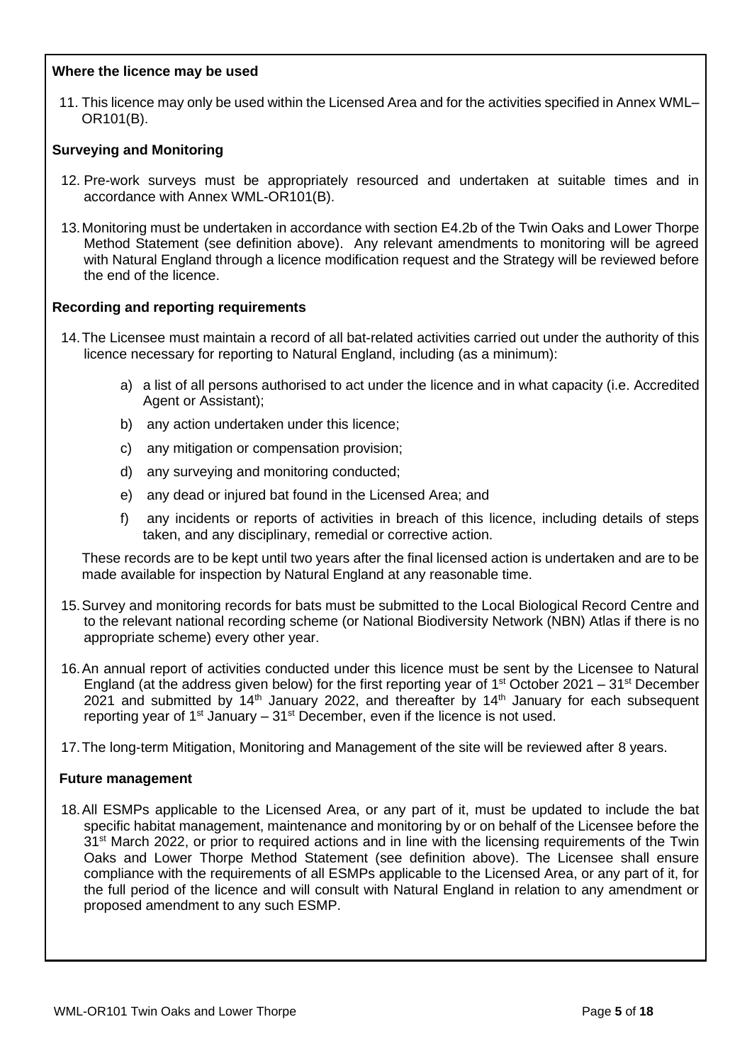**Where the licence may be used**

11. This licence may only be used within the Licensed Area and for the activities specified in Annex WML–OR101(B).

**Surveying and Monitoring**

12. Pre-work surveys must be appropriately resourced and undertaken at suitable times and in accordance with Annex WML-OR101(B).

13. Monitoring must be undertaken in accordance with section E4.2b of the Twin Oaks and Lower Thorpe Method Statement (see definition above). Any relevant amendments to monitoring will be agreed with Natural England through a licence modification request and the Strategy will be reviewed before the end of the licence.

**Recording and reporting requirements**

14. The Licensee must maintain a record of all bat-related activities carried out under the authority of this licence necessary for reporting to Natural England, including (as a minimum):

    a) a list of all persons authorised to act under the licence and in what capacity (i.e. Accredited Agent or Assistant);

    b) any action undertaken under this licence;

    c) any mitigation or compensation provision;

    d) any surveying and monitoring conducted;

    e) any dead or injured bat found in the Licensed Area; and

    f) any incidents or reports of activities in breach of this licence, including details of steps taken, and any disciplinary, remedial or corrective action.

    These records are to be kept until two years after the final licensed action is undertaken and are to be made available for inspection by Natural England at any reasonable time.

15. Survey and monitoring records for bats must be submitted to the Local Biological Record Centre and to the relevant national recording scheme (or National Biodiversity Network (NBN) Atlas if there is no appropriate scheme) every other year.

16. An annual report of activities conducted under this licence must be sent by the Licensee to Natural England (at the address given below) for the first reporting year of 1st October 2021 – 31st December 2021 and submitted by 14th January 2022, and thereafter by 14th January for each subsequent reporting year of 1st January – 31st December, even if the licence is not used.

17. The long-term Mitigation, Monitoring and Management of the site will be reviewed after 8 years.

**Future management**

18. All ESMPs applicable to the Licensed Area, or any part of it, must be updated to include the bat specific habitat management, maintenance and monitoring by or on behalf of the Licensee before the 31st March 2022, or prior to required actions and in line with the licensing requirements of the Twin Oaks and Lower Thorpe Method Statement (see definition above). The Licensee shall ensure compliance with the requirements of all ESMPs applicable to the Licensed Area, or any part of it, for the full period of the licence and will consult with Natural England in relation to any amendment or proposed amendment to any such ESMP.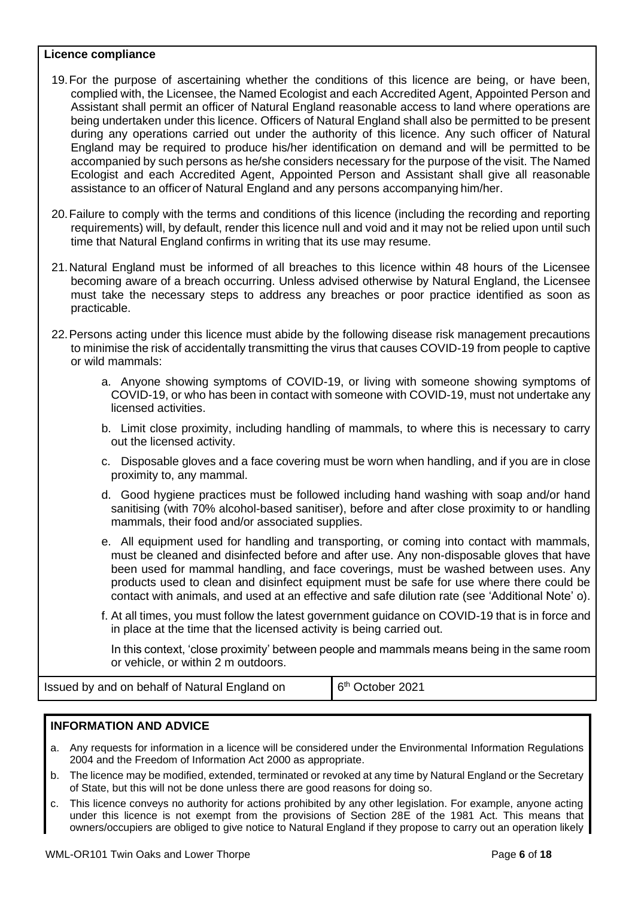**Licence compliance**

19. For the purpose of ascertaining whether the conditions of this licence are being, or have been, complied with, the Licensee, the Named Ecologist and each Accredited Agent, Appointed Person and Assistant shall permit an officer of Natural England reasonable access to land where operations are being undertaken under this licence. Officers of Natural England shall also be permitted to be present during any operations carried out under the authority of this licence. Any such officer of Natural England may be required to produce his/her identification on demand and will be permitted to be accompanied by such persons as he/she considers necessary for the purpose of the visit. The Named Ecologist and each Accredited Agent, Appointed Person and Assistant shall give all reasonable assistance to an officer of Natural England and any persons accompanying him/her.

20. Failure to comply with the terms and conditions of this licence (including the recording and reporting requirements) will, by default, render this licence null and void and it may not be relied upon until such time that Natural England confirms in writing that its use may resume.

21. Natural England must be informed of all breaches to this licence within 48 hours of the Licensee becoming aware of a breach occurring. Unless advised otherwise by Natural England, the Licensee must take the necessary steps to address any breaches or poor practice identified as soon as practicable.

22. Persons acting under this licence must abide by the following disease risk management precautions to minimise the risk of accidentally transmitting the virus that causes COVID-19 from people to captive or wild mammals:

    a. Anyone showing symptoms of COVID-19, or living with someone showing symptoms of COVID-19, or who has been in contact with someone with COVID-19, must not undertake any licensed activities.

    b. Limit close proximity, including handling of mammals, to where this is necessary to carry out the licensed activity.

    c. Disposable gloves and a face covering must be worn when handling, and if you are in close proximity to, any mammal.

    d. Good hygiene practices must be followed including hand washing with soap and/or hand sanitising (with 70% alcohol-based sanitiser), before and after close proximity to or handling mammals, their food and/or associated supplies.

    e. All equipment used for handling and transporting, or coming into contact with mammals, must be cleaned and disinfected before and after use. Any non-disposable gloves that have been used for mammal handling, and face coverings, must be washed between uses. Any products used to clean and disinfect equipment must be safe for use where there could be contact with animals, and used at an effective and safe dilution rate (see 'Additional Note' o).

    f. At all times, you must follow the latest government guidance on COVID-19 that is in force and in place at the time that the licensed activity is being carried out.

    In this context, 'close proximity' between people and mammals means being in the same room or vehicle, or within 2 m outdoors.

| Issued by and on behalf of Natural England on | 6th October 2021 |
|---|---|

**INFORMATION AND ADVICE**

a. Any requests for information in a licence will be considered under the Environmental Information Regulations 2004 and the Freedom of Information Act 2000 as appropriate.

b. The licence may be modified, extended, terminated or revoked at any time by Natural England or the Secretary of State, but this will not be done unless there are good reasons for doing so.

c. This licence conveys no authority for actions prohibited by any other legislation. For example, anyone acting under this licence is not exempt from the provisions of Section 28E of the 1981 Act. This means that owners/occupiers are obliged to give notice to Natural England if they propose to carry out an operation likely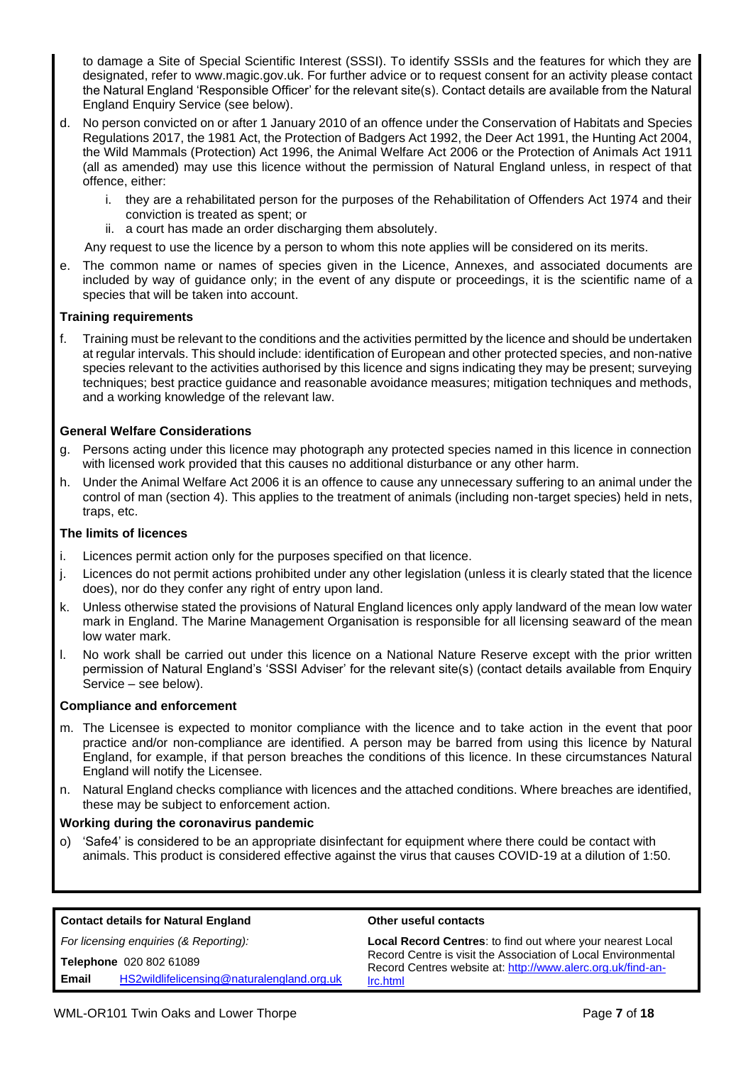to damage a Site of Special Scientific Interest (SSSI). To identify SSSIs and the features for which they are designated, refer to www.magic.gov.uk. For further advice or to request consent for an activity please contact the Natural England 'Responsible Officer' for the relevant site(s). Contact details are available from the Natural England Enquiry Service (see below).

d. No person convicted on or after 1 January 2010 of an offence under the Conservation of Habitats and Species Regulations 2017, the 1981 Act, the Protection of Badgers Act 1992, the Deer Act 1991, the Hunting Act 2004, the Wild Mammals (Protection) Act 1996, the Animal Welfare Act 2006 or the Protection of Animals Act 1911 (all as amended) may use this licence without the permission of Natural England unless, in respect of that offence, either:
   i. they are a rehabilitated person for the purposes of the Rehabilitation of Offenders Act 1974 and their conviction is treated as spent; or
   ii. a court has made an order discharging them absolutely.

   Any request to use the licence by a person to whom this note applies will be considered on its merits.

e. The common name or names of species given in the Licence, Annexes, and associated documents are included by way of guidance only; in the event of any dispute or proceedings, it is the scientific name of a species that will be taken into account.

**Training requirements**

f. Training must be relevant to the conditions and the activities permitted by the licence and should be undertaken at regular intervals. This should include: identification of European and other protected species, and non-native species relevant to the activities authorised by this licence and signs indicating they may be present; surveying techniques; best practice guidance and reasonable avoidance measures; mitigation techniques and methods, and a working knowledge of the relevant law.

**General Welfare Considerations**

g. Persons acting under this licence may photograph any protected species named in this licence in connection with licensed work provided that this causes no additional disturbance or any other harm.

h. Under the Animal Welfare Act 2006 it is an offence to cause any unnecessary suffering to an animal under the control of man (section 4). This applies to the treatment of animals (including non-target species) held in nets, traps, etc.

**The limits of licences**

i. Licences permit action only for the purposes specified on that licence.

j. Licences do not permit actions prohibited under any other legislation (unless it is clearly stated that the licence does), nor do they confer any right of entry upon land.

k. Unless otherwise stated the provisions of Natural England licences only apply landward of the mean low water mark in England. The Marine Management Organisation is responsible for all licensing seaward of the mean low water mark.

l. No work shall be carried out under this licence on a National Nature Reserve except with the prior written permission of Natural England's 'SSSI Adviser' for the relevant site(s) (contact details available from Enquiry Service – see below).

**Compliance and enforcement**

m. The Licensee is expected to monitor compliance with the licence and to take action in the event that poor practice and/or non-compliance are identified. A person may be barred from using this licence by Natural England, for example, if that person breaches the conditions of this licence. In these circumstances Natural England will notify the Licensee.

n. Natural England checks compliance with licences and the attached conditions. Where breaches are identified, these may be subject to enforcement action.

**Working during the coronavirus pandemic**

o) 'Safe4' is considered to be an appropriate disinfectant for equipment where there could be contact with animals. This product is considered effective against the virus that causes COVID-19 at a dilution of 1:50.

**Contact details for Natural England**

*For licensing enquiries (& Reporting):*

**Telephone** 020 802 61089

**Email** HS2wildlifelicensing@naturalengland.org.uk

**Other useful contacts**

**Local Record Centres**: to find out where your nearest Local Record Centre is visit the Association of Local Environmental Record Centres website at: http://www.alerc.org.uk/find-an-lrc.html

WML-OR101 Twin Oaks and Lower Thorpe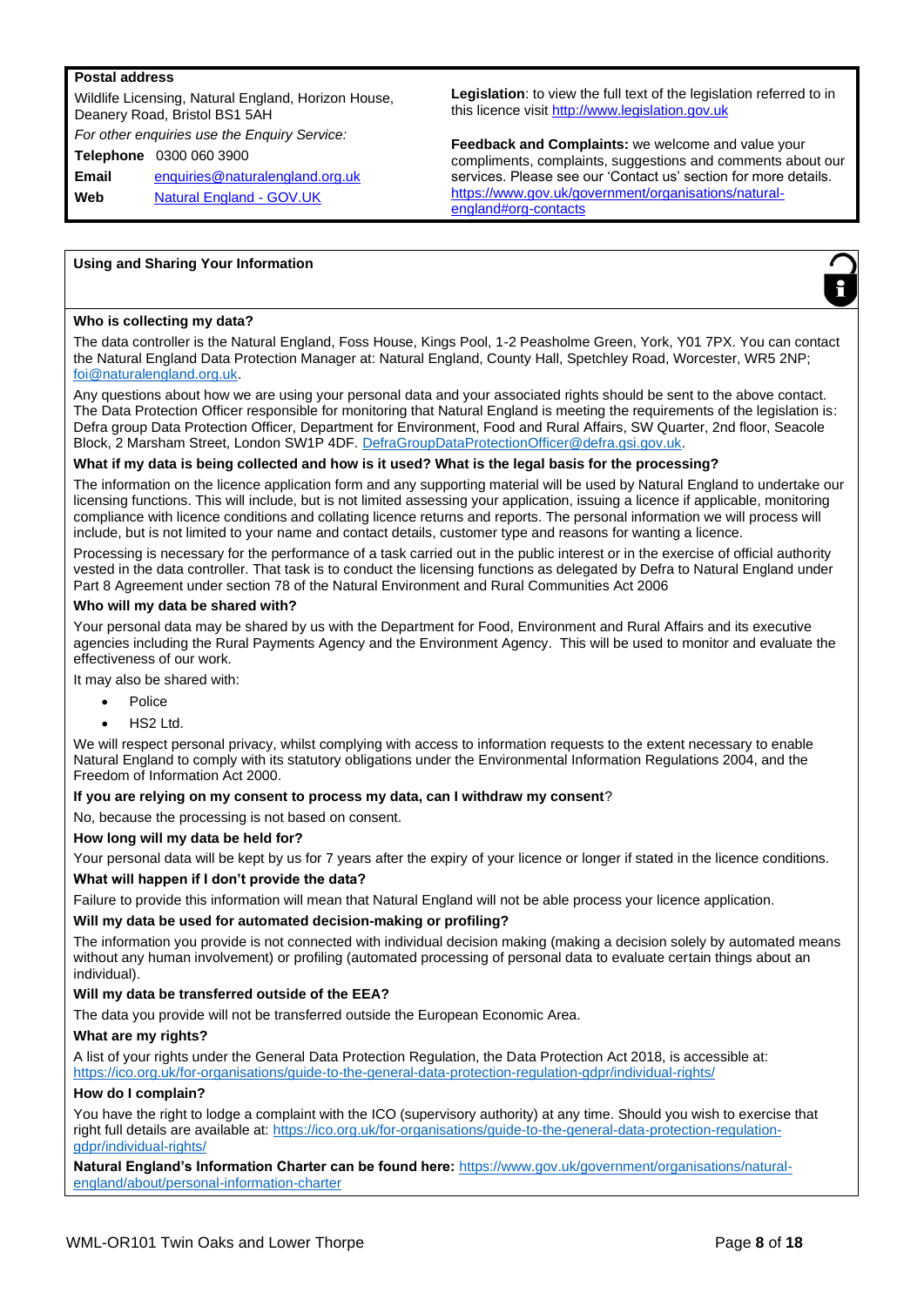**Postal address**

Wildlife Licensing, Natural England, Horizon House, Deanery Road, Bristol BS1 5AH

*For other enquiries use the Enquiry Service:*

**Telephone** 0300 060 3900

**Email** [enquiries@naturalengland.org.uk](mailto:enquiries@naturalengland.org.uk)

**Web** Natural England - GOV.UK

**Legislation**: to view the full text of the legislation referred to in this licence visit http://www.legislation.gov.uk

**Feedback and Complaints:** we welcome and value your compliments, complaints, suggestions and comments about our services. Please see our 'Contact us' section for more details. https://www.gov.uk/government/organisations/natural-england#org-contacts

## Using and Sharing Your Information

**Who is collecting my data?**

The data controller is the Natural England, Foss House, Kings Pool, 1-2 Peasholme Green, York, Y01 7PX. You can contact the Natural England Data Protection Manager at: Natural England, County Hall, Spetchley Road, Worcester, WR5 2NP; foi@naturalengland.org.uk.

Any questions about how we are using your personal data and your associated rights should be sent to the above contact. The Data Protection Officer responsible for monitoring that Natural England is meeting the requirements of the legislation is: Defra group Data Protection Officer, Department for Environment, Food and Rural Affairs, SW Quarter, 2nd floor, Seacole Block, 2 Marsham Street, London SW1P 4DF. DefraGroupDataProtectionOfficer@defra.gsi.gov.uk.

**What if my data is being collected and how is it used? What is the legal basis for the processing?**

The information on the licence application form and any supporting material will be used by Natural England to undertake our licensing functions. This will include, but is not limited assessing your application, issuing a licence if applicable, monitoring compliance with licence conditions and collating licence returns and reports. The personal information we will process will include, but is not limited to your name and contact details, customer type and reasons for wanting a licence.

Processing is necessary for the performance of a task carried out in the public interest or in the exercise of official authority vested in the data controller. That task is to conduct the licensing functions as delegated by Defra to Natural England under Part 8 Agreement under section 78 of the Natural Environment and Rural Communities Act 2006

**Who will my data be shared with?**

Your personal data may be shared by us with the Department for Food, Environment and Rural Affairs and its executive agencies including the Rural Payments Agency and the Environment Agency. This will be used to monitor and evaluate the effectiveness of our work.

It may also be shared with:

- Police
- HS2 Ltd.

We will respect personal privacy, whilst complying with access to information requests to the extent necessary to enable Natural England to comply with its statutory obligations under the Environmental Information Regulations 2004, and the Freedom of Information Act 2000.

**If you are relying on my consent to process my data, can I withdraw my consent**?

No, because the processing is not based on consent.

**How long will my data be held for?**

Your personal data will be kept by us for 7 years after the expiry of your licence or longer if stated in the licence conditions.

**What will happen if I don't provide the data?**

Failure to provide this information will mean that Natural England will not be able process your licence application.

**Will my data be used for automated decision-making or profiling?**

The information you provide is not connected with individual decision making (making a decision solely by automated means without any human involvement) or profiling (automated processing of personal data to evaluate certain things about an individual).

**Will my data be transferred outside of the EEA?**

The data you provide will not be transferred outside the European Economic Area.

**What are my rights?**

A list of your rights under the General Data Protection Regulation, the Data Protection Act 2018, is accessible at: https://ico.org.uk/for-organisations/guide-to-the-general-data-protection-regulation-gdpr/individual-rights/

**How do I complain?**

You have the right to lodge a complaint with the ICO (supervisory authority) at any time. Should you wish to exercise that right full details are available at: https://ico.org.uk/for-organisations/guide-to-the-general-data-protection-regulation-gdpr/individual-rights/

**Natural England's Information Charter can be found here:** https://www.gov.uk/government/organisations/natural-england/about/personal-information-charter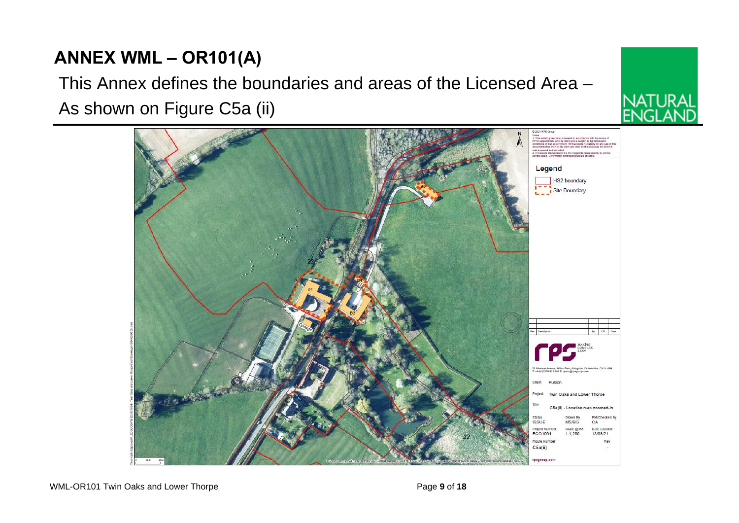# ANNEX WML – OR101(A)

This Annex defines the boundaries and areas of the Licensed Area – As shown on Figure C5a (ii)

NATURAL ENGLAND

© 2021 RPS Group

Notes

1. This drawing has been prepared in accordance with the scope of RPS's appointment with its client and is subject to the terms and conditions of that appointment. RPS accepts no liability for any use of this document other than by its client and only for the purposes for which it was prepared and provided.
2. If received electronically it is the recipients responsibility to print to correct scale. Only written dimensions should be used.

**Legend**

- HS2 boundary
- Site Boundary

B1, B2, B3, B4, B5, Garage, 22

rps – MAKING COMPLEX EASY

20 Western Avenue, Milton Park, Abingdon, Oxfordshire, OX14 4SH
T: +44(0)1235 821 888 E: rpsox@rpsgroup.com

| | |
|---|---|
| Client | Fusion |
| Project | Twin Oaks and Lower Thorpe |
| Title | C5a(ii) - Location map zoomed-in |

| Status | Drawn By | PM/Checked By |
|---|---|---|
| ISSUE | MS/BG | CA |
| Project Number | Scale @A3 | Date Created |
| ECO1004 | 1:1,250 | 13/08/21 |
| Figure Number | | Rev |
| C5a(ii) | | - |

rpsgroup.com

0 12.5 25m

© Crown copyright, All rights reserved. 2021 License number 0100031673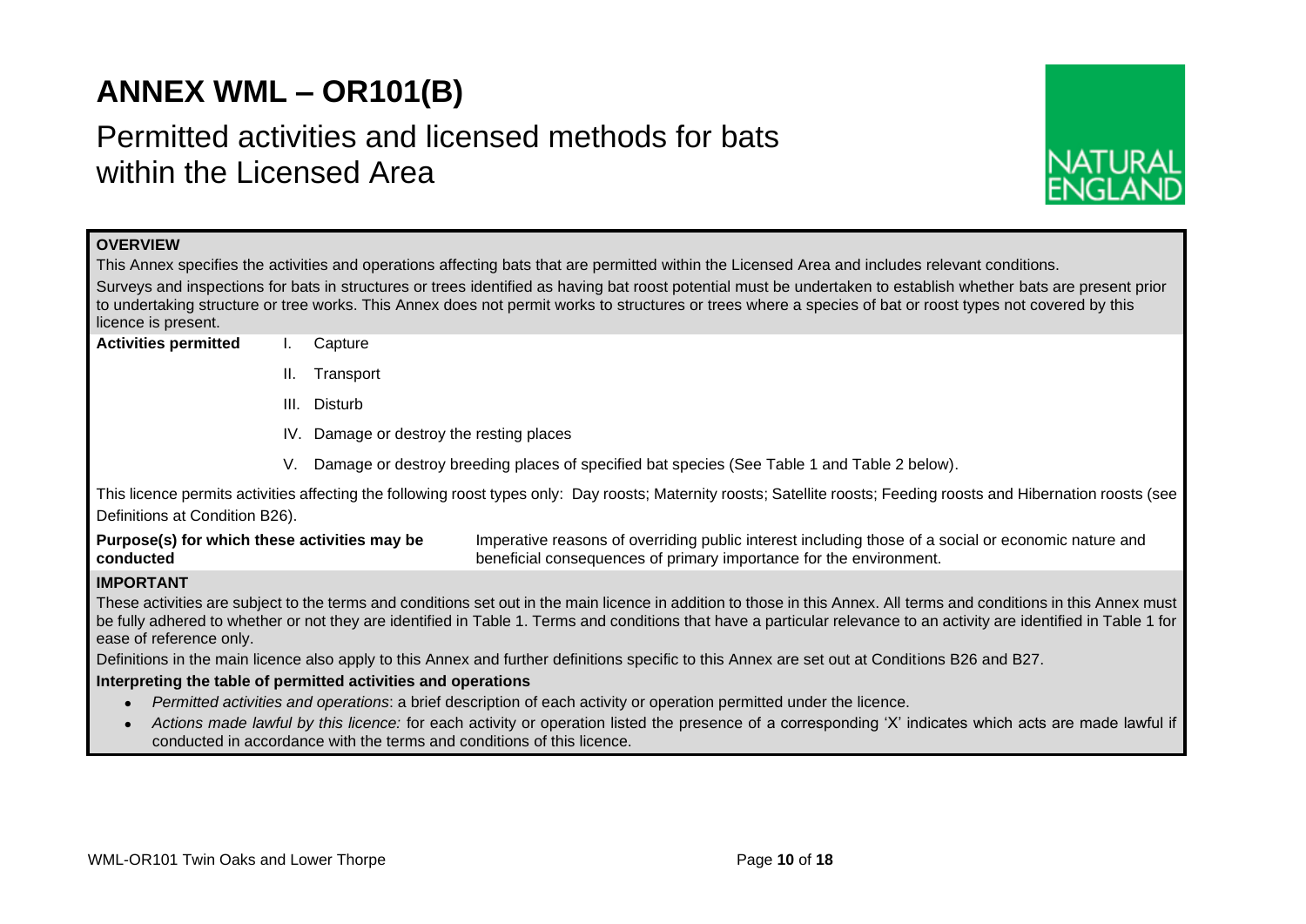# ANNEX WML – OR101(B)

## Permitted activities and licensed methods for bats within the Licensed Area

**OVERVIEW**

This Annex specifies the activities and operations affecting bats that are permitted within the Licensed Area and includes relevant conditions.

Surveys and inspections for bats in structures or trees identified as having bat roost potential must be undertaken to establish whether bats are present prior to undertaking structure or tree works. This Annex does not permit works to structures or trees where a species of bat or roost types not covered by this licence is present.

**Activities permitted**

I. Capture

II. Transport

III. Disturb

IV. Damage or destroy the resting places

V. Damage or destroy breeding places of specified bat species (See Table 1 and Table 2 below).

This licence permits activities affecting the following roost types only: Day roosts; Maternity roosts; Satellite roosts; Feeding roosts and Hibernation roosts (see Definitions at Condition B26).

**Purpose(s) for which these activities may be conducted** Imperative reasons of overriding public interest including those of a social or economic nature and beneficial consequences of primary importance for the environment.

**IMPORTANT**

These activities are subject to the terms and conditions set out in the main licence in addition to those in this Annex. All terms and conditions in this Annex must be fully adhered to whether or not they are identified in Table 1. Terms and conditions that have a particular relevance to an activity are identified in Table 1 for ease of reference only.

Definitions in the main licence also apply to this Annex and further definitions specific to this Annex are set out at Conditions B26 and B27.

**Interpreting the table of permitted activities and operations**

- *Permitted activities and operations*: a brief description of each activity or operation permitted under the licence.
- *Actions made lawful by this licence:* for each activity or operation listed the presence of a corresponding 'X' indicates which acts are made lawful if conducted in accordance with the terms and conditions of this licence.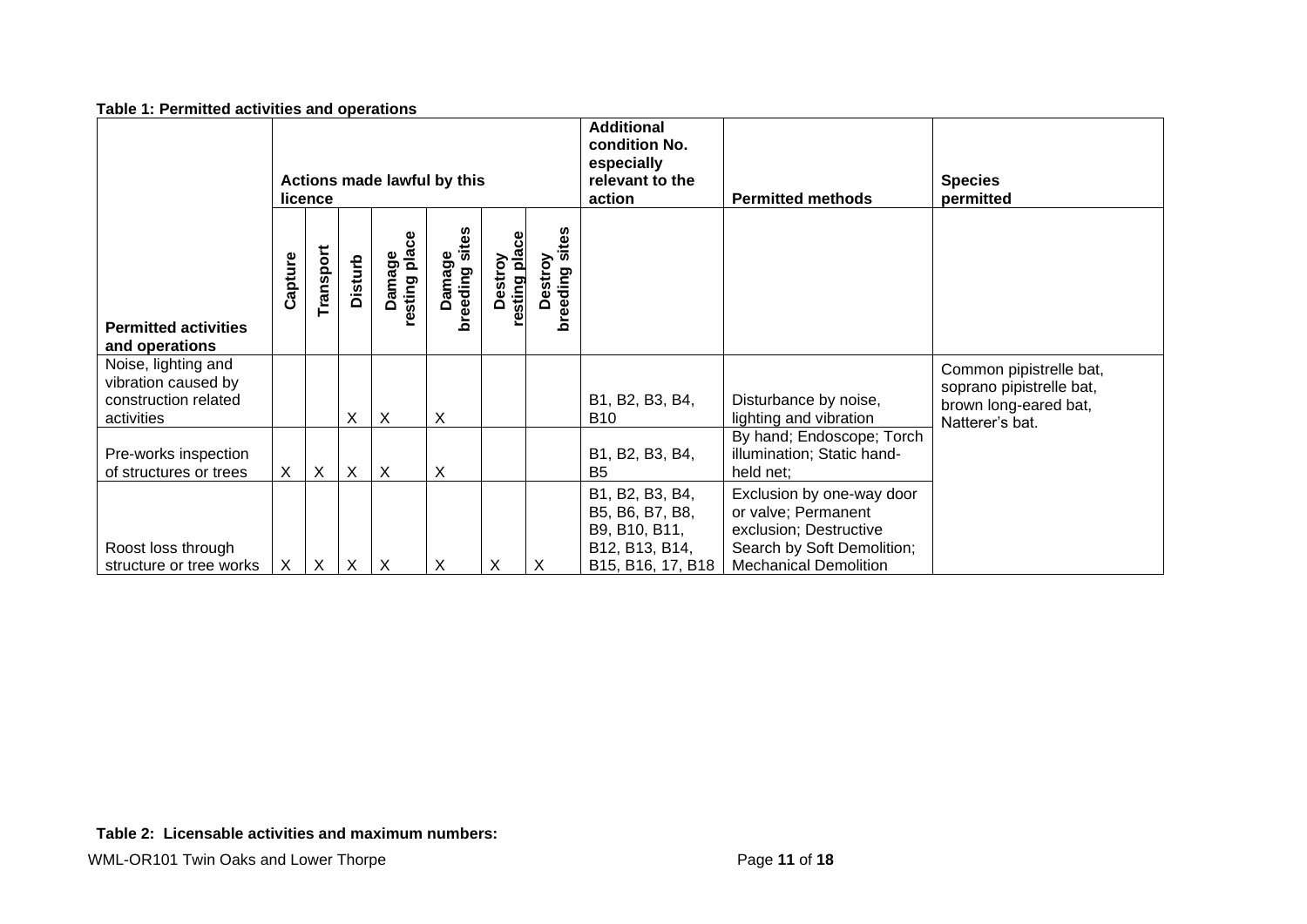**Table 1: Permitted activities and operations**

| Permitted activities and operations | Actions made lawful by this licence | | | | | | | Additional condition No. especially relevant to the action | Permitted methods | Species permitted |
|---|---|---|---|---|---|---|---|---|---|---|
| | Capture | Transport | Disturb | Damage resting place | Damage breeding sites | Destroy resting place | Destroy breeding sites | | | |
| Noise, lighting and vibration caused by construction related activities | | | X | X | X | | | B1, B2, B3, B4, B10 | Disturbance by noise, lighting and vibration | Common pipistrelle bat, soprano pipistrelle bat, brown long-eared bat, Natterer's bat. |
| Pre-works inspection of structures or trees | X | X | X | X | X | | | B1, B2, B3, B4, B5 | By hand; Endoscope; Torch illumination; Static hand-held net; | |
| Roost loss through structure or tree works | X | X | X | X | X | X | X | B1, B2, B3, B4, B5, B6, B7, B8, B9, B10, B11, B12, B13, B14, B15, B16, 17, B18 | Exclusion by one-way door or valve; Permanent exclusion; Destructive Search by Soft Demolition; Mechanical Demolition | |

**Table 2: Licensable activities and maximum numbers:**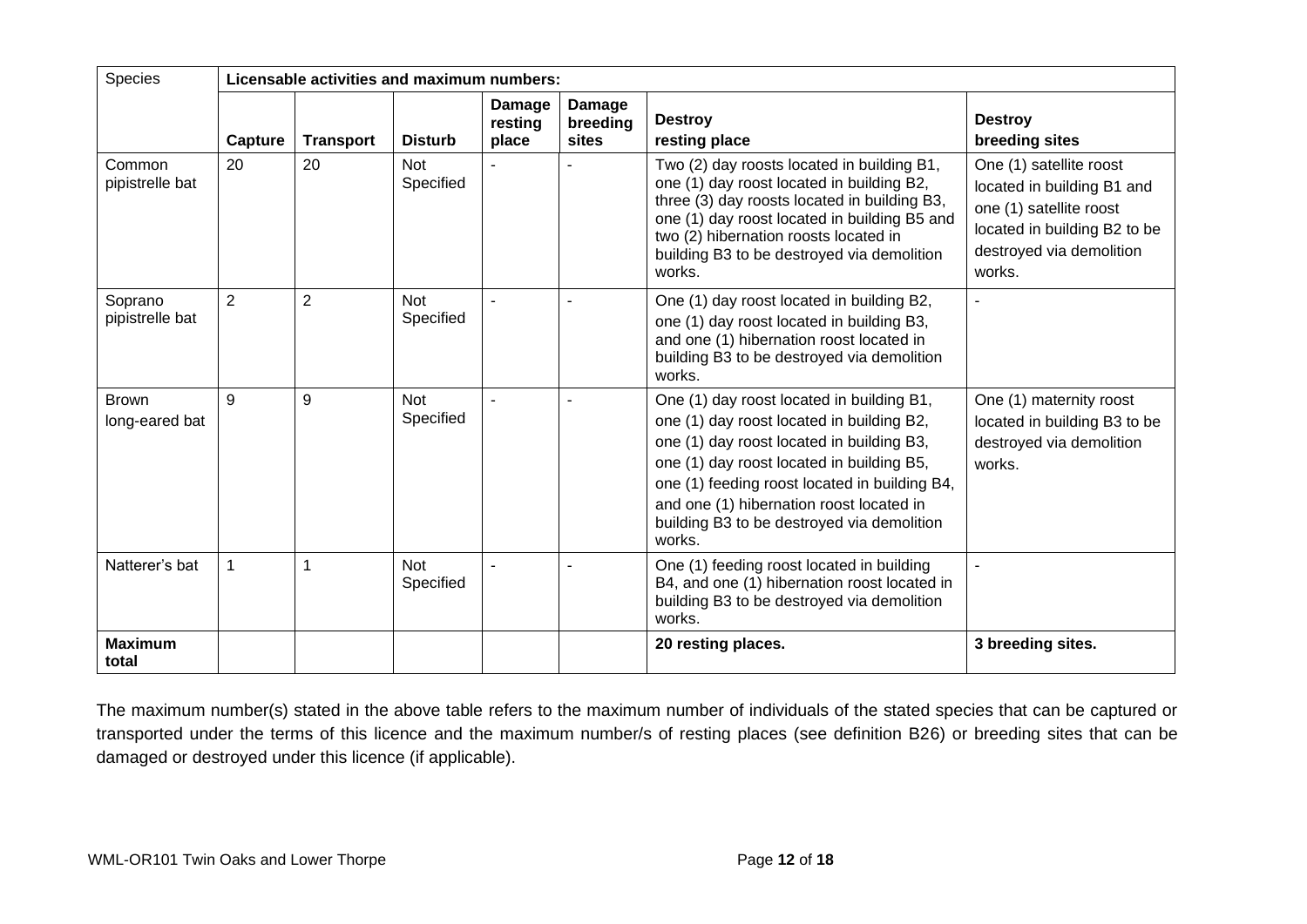| Species | Licensable activities and maximum numbers: | | | | | | |
|---|---|---|---|---|---|---|---|
| | **Capture** | **Transport** | **Disturb** | **Damage resting place** | **Damage breeding sites** | **Destroy resting place** | **Destroy breeding sites** |
| Common pipistrelle bat | 20 | 20 | Not Specified | - | - | Two (2) day roosts located in building B1, one (1) day roost located in building B2, three (3) day roosts located in building B3, one (1) day roost located in building B5 and two (2) hibernation roosts located in building B3 to be destroyed via demolition works. | One (1) satellite roost located in building B1 and one (1) satellite roost located in building B2 to be destroyed via demolition works. |
| Soprano pipistrelle bat | 2 | 2 | Not Specified | - | - | One (1) day roost located in building B2, one (1) day roost located in building B3, and one (1) hibernation roost located in building B3 to be destroyed via demolition works. | - |
| Brown long-eared bat | 9 | 9 | Not Specified | - | - | One (1) day roost located in building B1, one (1) day roost located in building B2, one (1) day roost located in building B3, one (1) day roost located in building B5, one (1) feeding roost located in building B4, and one (1) hibernation roost located in building B3 to be destroyed via demolition works. | One (1) maternity roost located in building B3 to be destroyed via demolition works. |
| Natterer's bat | 1 | 1 | Not Specified | - | - | One (1) feeding roost located in building B4, and one (1) hibernation roost located in building B3 to be destroyed via demolition works. | - |
| **Maximum total** | | | | | | **20 resting places.** | **3 breeding sites.** |

The maximum number(s) stated in the above table refers to the maximum number of individuals of the stated species that can be captured or transported under the terms of this licence and the maximum number/s of resting places (see definition B26) or breeding sites that can be damaged or destroyed under this licence (if applicable).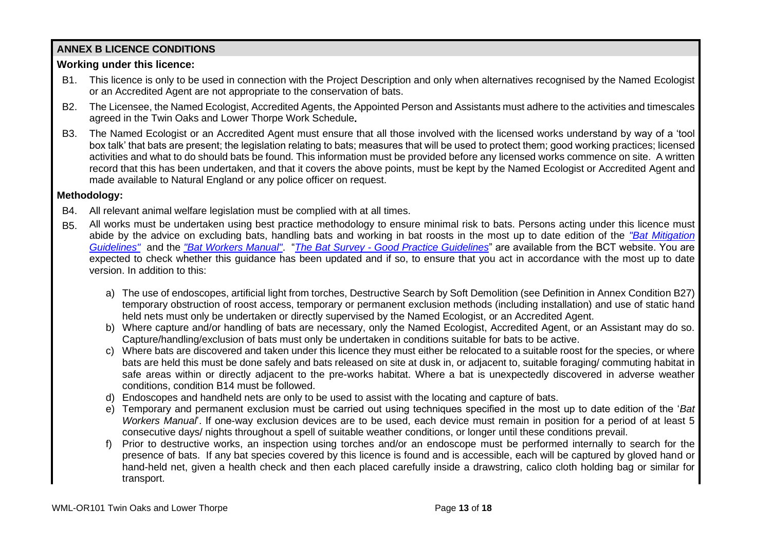## ANNEX B LICENCE CONDITIONS

### Working under this licence:

B1. This licence is only to be used in connection with the Project Description and only when alternatives recognised by the Named Ecologist or an Accredited Agent are not appropriate to the conservation of bats.

B2. The Licensee, the Named Ecologist, Accredited Agents, the Appointed Person and Assistants must adhere to the activities and timescales agreed in the Twin Oaks and Lower Thorpe Work Schedule**.**

B3. The Named Ecologist or an Accredited Agent must ensure that all those involved with the licensed works understand by way of a 'tool box talk' that bats are present; the legislation relating to bats; measures that will be used to protect them; good working practices; licensed activities and what to do should bats be found. This information must be provided before any licensed works commence on site. A written record that this has been undertaken, and that it covers the above points, must be kept by the Named Ecologist or Accredited Agent and made available to Natural England or any police officer on request.

### Methodology:

B4. All relevant animal welfare legislation must be complied with at all times.

B5. All works must be undertaken using best practice methodology to ensure minimal risk to bats. Persons acting under this licence must abide by the advice on excluding bats, handling bats and working in bat roosts in the most up to date edition of the *"Bat Mitigation Guidelines"* and the *"Bat Workers Manual"*. "*The Bat Survey - Good Practice Guidelines*" are available from the BCT website. You are expected to check whether this guidance has been updated and if so, to ensure that you act in accordance with the most up to date version. In addition to this:

a) The use of endoscopes, artificial light from torches, Destructive Search by Soft Demolition (see Definition in Annex Condition B27) temporary obstruction of roost access, temporary or permanent exclusion methods (including installation) and use of static hand held nets must only be undertaken or directly supervised by the Named Ecologist, or an Accredited Agent.

b) Where capture and/or handling of bats are necessary, only the Named Ecologist, Accredited Agent, or an Assistant may do so. Capture/handling/exclusion of bats must only be undertaken in conditions suitable for bats to be active.

c) Where bats are discovered and taken under this licence they must either be relocated to a suitable roost for the species, or where bats are held this must be done safely and bats released on site at dusk in, or adjacent to, suitable foraging/ commuting habitat in safe areas within or directly adjacent to the pre-works habitat. Where a bat is unexpectedly discovered in adverse weather conditions, condition B14 must be followed.

d) Endoscopes and handheld nets are only to be used to assist with the locating and capture of bats.

e) Temporary and permanent exclusion must be carried out using techniques specified in the most up to date edition of the '*Bat Workers Manual*'. If one-way exclusion devices are to be used, each device must remain in position for a period of at least 5 consecutive days/ nights throughout a spell of suitable weather conditions, or longer until these conditions prevail.

f) Prior to destructive works, an inspection using torches and/or an endoscope must be performed internally to search for the presence of bats. If any bat species covered by this licence is found and is accessible, each will be captured by gloved hand or hand-held net, given a health check and then each placed carefully inside a drawstring, calico cloth holding bag or similar for transport.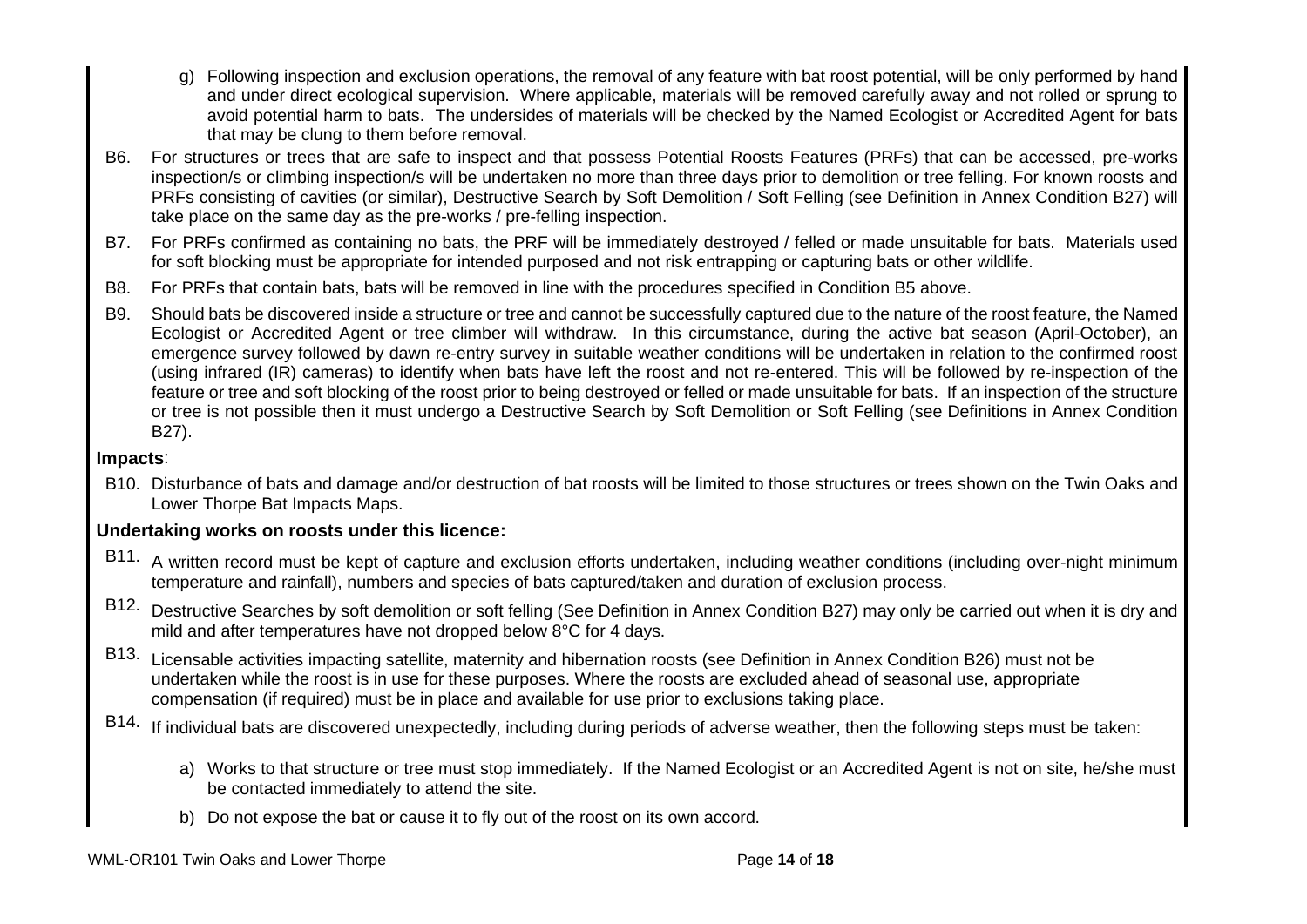g) Following inspection and exclusion operations, the removal of any feature with bat roost potential, will be only performed by hand and under direct ecological supervision. Where applicable, materials will be removed carefully away and not rolled or sprung to avoid potential harm to bats. The undersides of materials will be checked by the Named Ecologist or Accredited Agent for bats that may be clung to them before removal.

B6. For structures or trees that are safe to inspect and that possess Potential Roosts Features (PRFs) that can be accessed, pre-works inspection/s or climbing inspection/s will be undertaken no more than three days prior to demolition or tree felling. For known roosts and PRFs consisting of cavities (or similar), Destructive Search by Soft Demolition / Soft Felling (see Definition in Annex Condition B27) will take place on the same day as the pre-works / pre-felling inspection.

B7. For PRFs confirmed as containing no bats, the PRF will be immediately destroyed / felled or made unsuitable for bats. Materials used for soft blocking must be appropriate for intended purposed and not risk entrapping or capturing bats or other wildlife.

B8. For PRFs that contain bats, bats will be removed in line with the procedures specified in Condition B5 above.

B9. Should bats be discovered inside a structure or tree and cannot be successfully captured due to the nature of the roost feature, the Named Ecologist or Accredited Agent or tree climber will withdraw. In this circumstance, during the active bat season (April-October), an emergence survey followed by dawn re-entry survey in suitable weather conditions will be undertaken in relation to the confirmed roost (using infrared (IR) cameras) to identify when bats have left the roost and not re-entered. This will be followed by re-inspection of the feature or tree and soft blocking of the roost prior to being destroyed or felled or made unsuitable for bats. If an inspection of the structure or tree is not possible then it must undergo a Destructive Search by Soft Demolition or Soft Felling (see Definitions in Annex Condition B27).

**Impacts**:

B10. Disturbance of bats and damage and/or destruction of bat roosts will be limited to those structures or trees shown on the Twin Oaks and Lower Thorpe Bat Impacts Maps.

**Undertaking works on roosts under this licence:**

B11. A written record must be kept of capture and exclusion efforts undertaken, including weather conditions (including over-night minimum temperature and rainfall), numbers and species of bats captured/taken and duration of exclusion process.

B12. Destructive Searches by soft demolition or soft felling (See Definition in Annex Condition B27) may only be carried out when it is dry and mild and after temperatures have not dropped below 8°C for 4 days.

B13. Licensable activities impacting satellite, maternity and hibernation roosts (see Definition in Annex Condition B26) must not be undertaken while the roost is in use for these purposes. Where the roosts are excluded ahead of seasonal use, appropriate compensation (if required) must be in place and available for use prior to exclusions taking place.

B14. If individual bats are discovered unexpectedly, including during periods of adverse weather, then the following steps must be taken:

a) Works to that structure or tree must stop immediately. If the Named Ecologist or an Accredited Agent is not on site, he/she must be contacted immediately to attend the site.

b) Do not expose the bat or cause it to fly out of the roost on its own accord.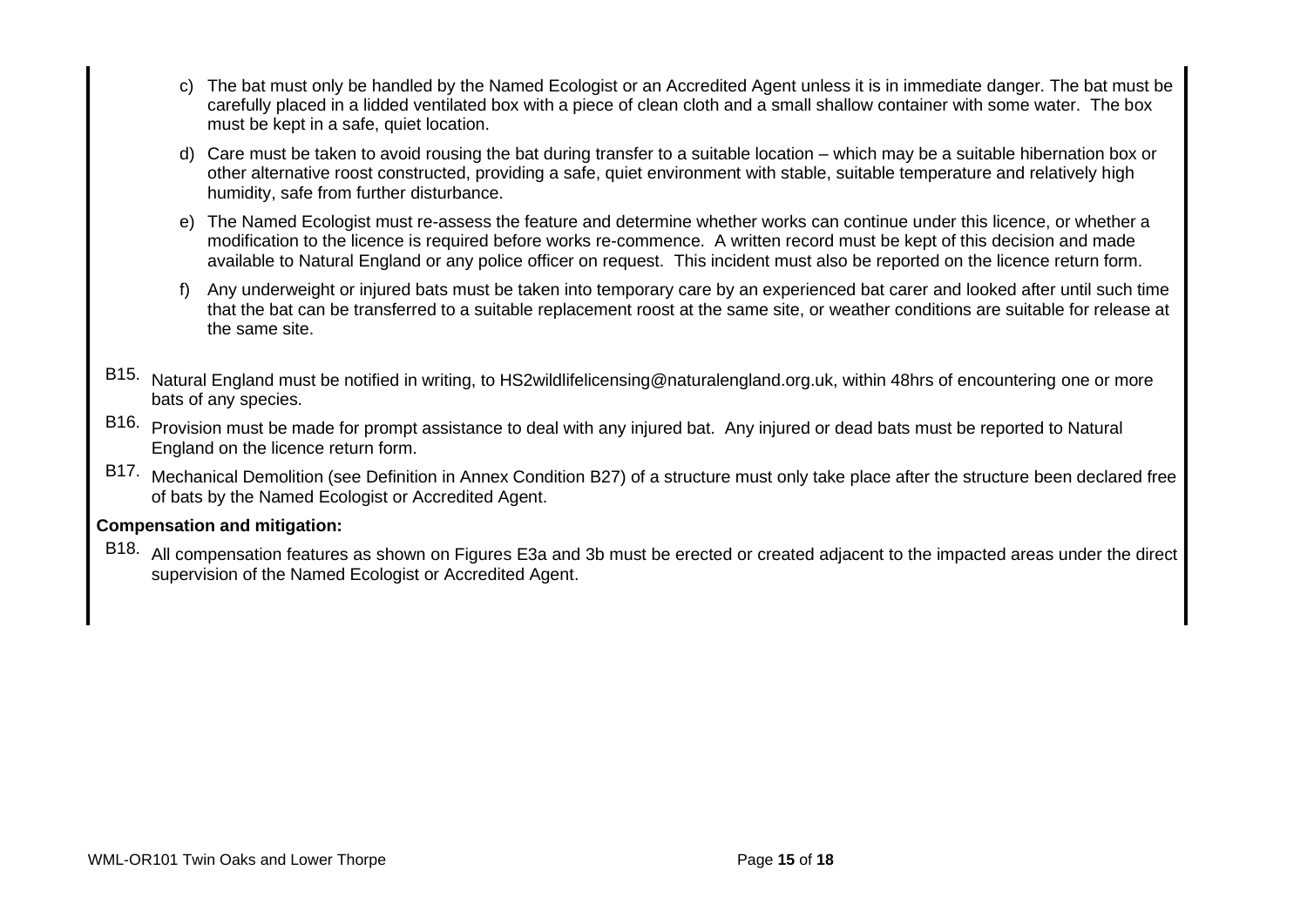c) The bat must only be handled by the Named Ecologist or an Accredited Agent unless it is in immediate danger. The bat must be carefully placed in a lidded ventilated box with a piece of clean cloth and a small shallow container with some water. The box must be kept in a safe, quiet location.

d) Care must be taken to avoid rousing the bat during transfer to a suitable location – which may be a suitable hibernation box or other alternative roost constructed, providing a safe, quiet environment with stable, suitable temperature and relatively high humidity, safe from further disturbance.

e) The Named Ecologist must re-assess the feature and determine whether works can continue under this licence, or whether a modification to the licence is required before works re-commence. A written record must be kept of this decision and made available to Natural England or any police officer on request. This incident must also be reported on the licence return form.

f) Any underweight or injured bats must be taken into temporary care by an experienced bat carer and looked after until such time that the bat can be transferred to a suitable replacement roost at the same site, or weather conditions are suitable for release at the same site.

B15. Natural England must be notified in writing, to HS2wildlifelicensing@naturalengland.org.uk, within 48hrs of encountering one or more bats of any species.

B16. Provision must be made for prompt assistance to deal with any injured bat. Any injured or dead bats must be reported to Natural England on the licence return form.

B17. Mechanical Demolition (see Definition in Annex Condition B27) of a structure must only take place after the structure been declared free of bats by the Named Ecologist or Accredited Agent.

**Compensation and mitigation:**

B18. All compensation features as shown on Figures E3a and 3b must be erected or created adjacent to the impacted areas under the direct supervision of the Named Ecologist or Accredited Agent.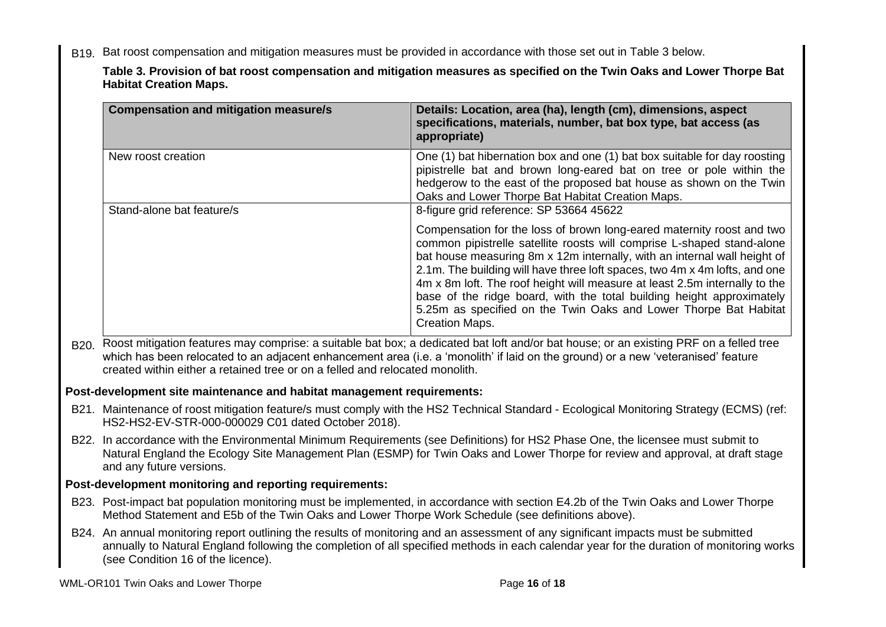B19. Bat roost compensation and mitigation measures must be provided in accordance with those set out in Table 3 below.

**Table 3. Provision of bat roost compensation and mitigation measures as specified on the Twin Oaks and Lower Thorpe Bat Habitat Creation Maps.**

| Compensation and mitigation measure/s | Details: Location, area (ha), length (cm), dimensions, aspect specifications, materials, number, bat box type, bat access (as appropriate) |
|---|---|
| New roost creation | One (1) bat hibernation box and one (1) bat box suitable for day roosting pipistrelle bat and brown long-eared bat on tree or pole within the hedgerow to the east of the proposed bat house as shown on the Twin Oaks and Lower Thorpe Bat Habitat Creation Maps. |
| Stand-alone bat feature/s | 8-figure grid reference: SP 53664 45622<br><br>Compensation for the loss of brown long-eared maternity roost and two common pipistrelle satellite roosts will comprise L-shaped stand-alone bat house measuring 8m x 12m internally, with an internal wall height of 2.1m. The building will have three loft spaces, two 4m x 4m lofts, and one 4m x 8m loft. The roof height will measure at least 2.5m internally to the base of the ridge board, with the total building height approximately 5.25m as specified on the Twin Oaks and Lower Thorpe Bat Habitat Creation Maps. |

B20. Roost mitigation features may comprise: a suitable bat box; a dedicated bat loft and/or bat house; or an existing PRF on a felled tree which has been relocated to an adjacent enhancement area (i.e. a 'monolith' if laid on the ground) or a new 'veteranised' feature created within either a retained tree or on a felled and relocated monolith.

**Post-development site maintenance and habitat management requirements:**

B21. Maintenance of roost mitigation feature/s must comply with the HS2 Technical Standard - Ecological Monitoring Strategy (ECMS) (ref: HS2-HS2-EV-STR-000-000029 C01 dated October 2018).

B22. In accordance with the Environmental Minimum Requirements (see Definitions) for HS2 Phase One, the licensee must submit to Natural England the Ecology Site Management Plan (ESMP) for Twin Oaks and Lower Thorpe for review and approval, at draft stage and any future versions.

**Post-development monitoring and reporting requirements:**

B23. Post-impact bat population monitoring must be implemented, in accordance with section E4.2b of the Twin Oaks and Lower Thorpe Method Statement and E5b of the Twin Oaks and Lower Thorpe Work Schedule (see definitions above).

B24. An annual monitoring report outlining the results of monitoring and an assessment of any significant impacts must be submitted annually to Natural England following the completion of all specified methods in each calendar year for the duration of monitoring works (see Condition 16 of the licence).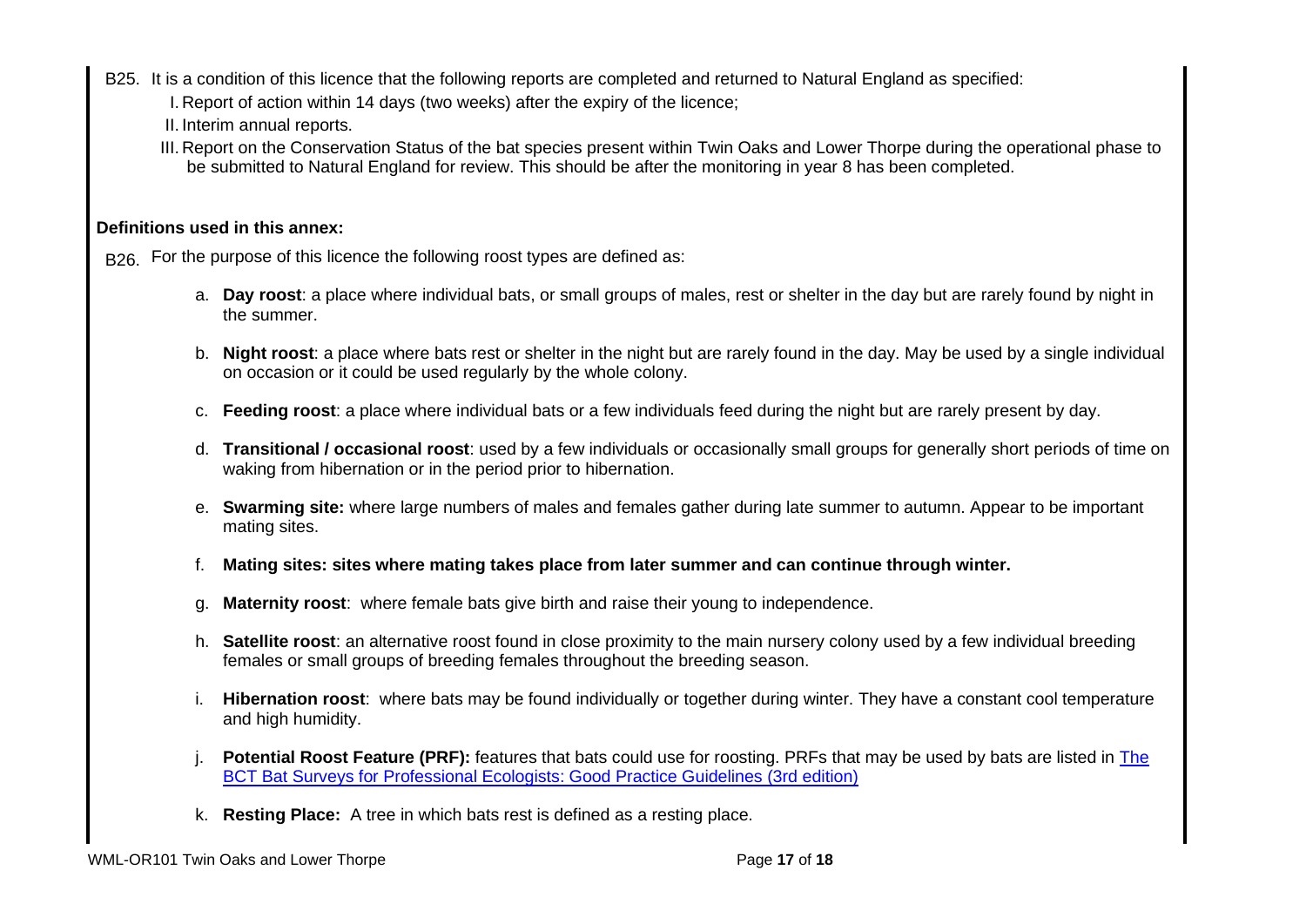B25. It is a condition of this licence that the following reports are completed and returned to Natural England as specified:

I. Report of action within 14 days (two weeks) after the expiry of the licence;

II. Interim annual reports.

III. Report on the Conservation Status of the bat species present within Twin Oaks and Lower Thorpe during the operational phase to be submitted to Natural England for review. This should be after the monitoring in year 8 has been completed.

**Definitions used in this annex:**

B26. For the purpose of this licence the following roost types are defined as:

a. **Day roost**: a place where individual bats, or small groups of males, rest or shelter in the day but are rarely found by night in the summer.

b. **Night roost**: a place where bats rest or shelter in the night but are rarely found in the day. May be used by a single individual on occasion or it could be used regularly by the whole colony.

c. **Feeding roost**: a place where individual bats or a few individuals feed during the night but are rarely present by day.

d. **Transitional / occasional roost**: used by a few individuals or occasionally small groups for generally short periods of time on waking from hibernation or in the period prior to hibernation.

e. **Swarming site:** where large numbers of males and females gather during late summer to autumn. Appear to be important mating sites.

f. **Mating sites: sites where mating takes place from later summer and can continue through winter.**

g. **Maternity roost**: where female bats give birth and raise their young to independence.

h. **Satellite roost**: an alternative roost found in close proximity to the main nursery colony used by a few individual breeding females or small groups of breeding females throughout the breeding season.

i. **Hibernation roost**: where bats may be found individually or together during winter. They have a constant cool temperature and high humidity.

j. **Potential Roost Feature (PRF):** features that bats could use for roosting. PRFs that may be used by bats are listed in The BCT Bat Surveys for Professional Ecologists: Good Practice Guidelines (3rd edition)

k. **Resting Place:** A tree in which bats rest is defined as a resting place.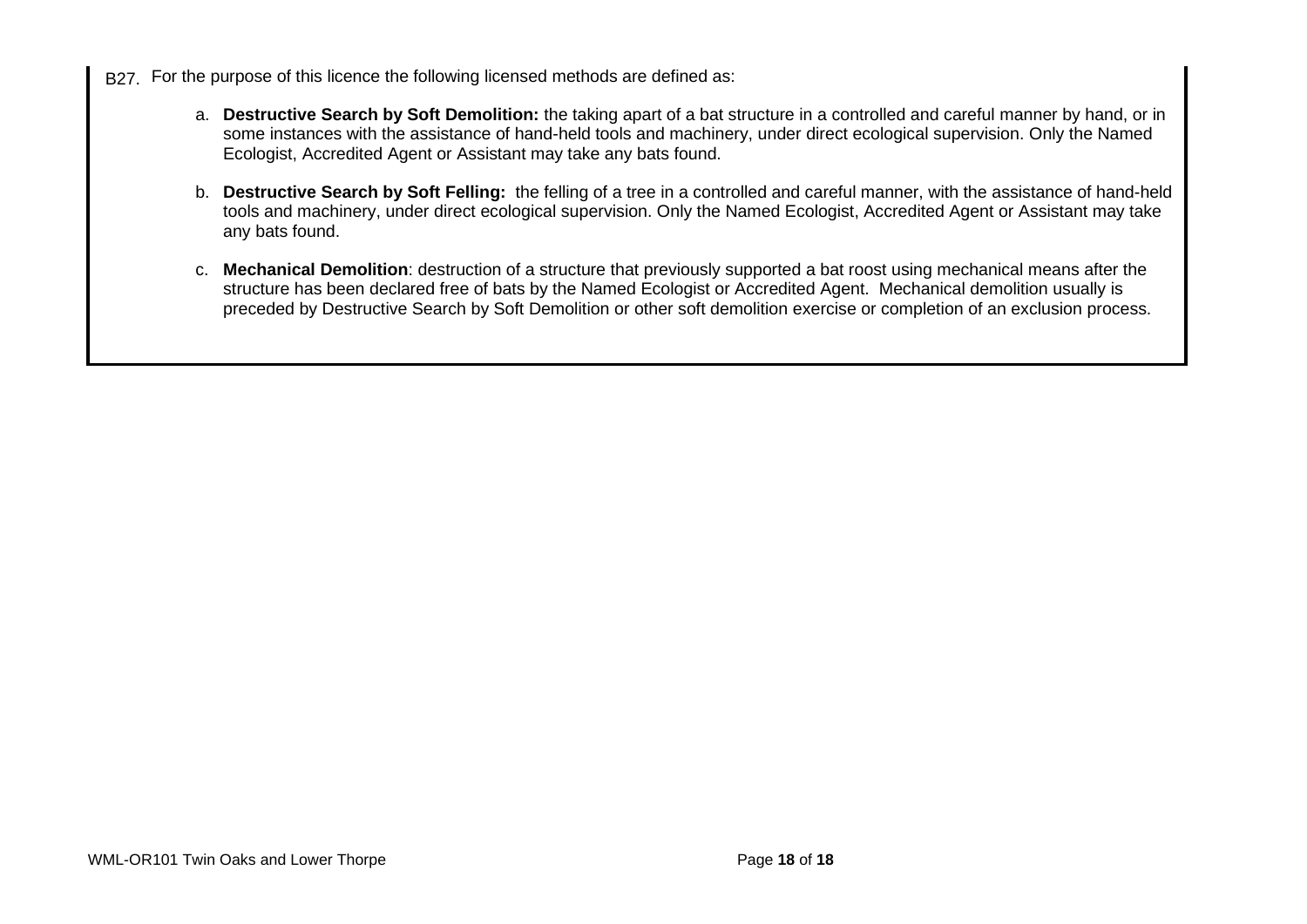B27. For the purpose of this licence the following licensed methods are defined as:

a. **Destructive Search by Soft Demolition:** the taking apart of a bat structure in a controlled and careful manner by hand, or in some instances with the assistance of hand-held tools and machinery, under direct ecological supervision. Only the Named Ecologist, Accredited Agent or Assistant may take any bats found.

b. **Destructive Search by Soft Felling:** the felling of a tree in a controlled and careful manner, with the assistance of hand-held tools and machinery, under direct ecological supervision. Only the Named Ecologist, Accredited Agent or Assistant may take any bats found.

c. **Mechanical Demolition**: destruction of a structure that previously supported a bat roost using mechanical means after the structure has been declared free of bats by the Named Ecologist or Accredited Agent. Mechanical demolition usually is preceded by Destructive Search by Soft Demolition or other soft demolition exercise or completion of an exclusion process.